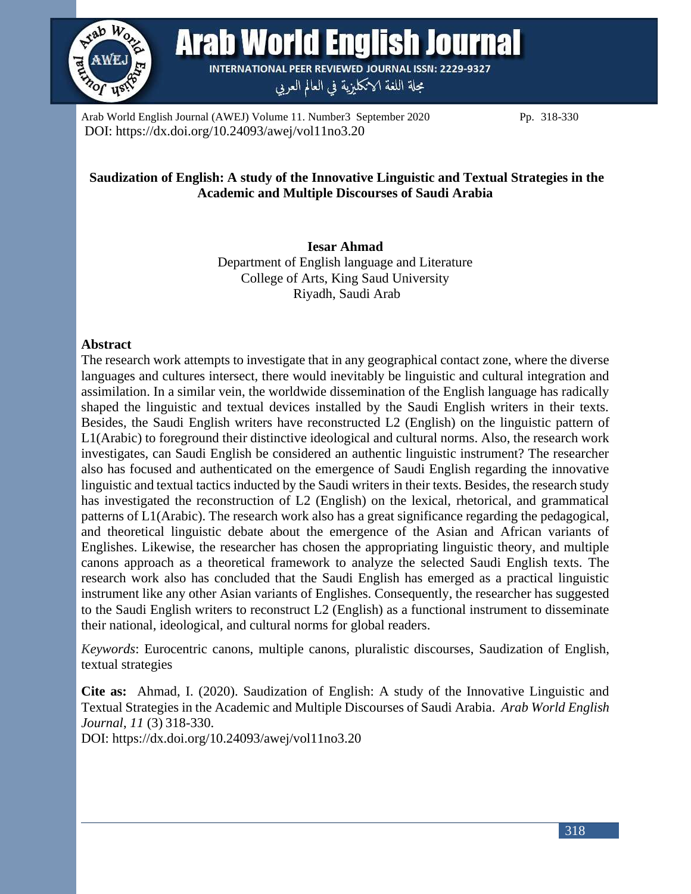# Saudization of English: A study of the Innovative Linguistic and Textual Strategies in the Academic and Multiple Discourses of Saudi Arabia

**Iesar Ahmad**
Department of English language and Literature
College of Arts, King Saud University
Riyadh, Saudi Arab

## Abstract

The research work attempts to investigate that in any geographical contact zone, where the diverse languages and cultures intersect, there would inevitably be linguistic and cultural integration and assimilation. In a similar vein, the worldwide dissemination of the English language has radically shaped the linguistic and textual devices installed by the Saudi English writers in their texts. Besides, the Saudi English writers have reconstructed L2 (English) on the linguistic pattern of L1(Arabic) to foreground their distinctive ideological and cultural norms. Also, the research work investigates, can Saudi English be considered an authentic linguistic instrument? The researcher also has focused and authenticated on the emergence of Saudi English regarding the innovative linguistic and textual tactics inducted by the Saudi writers in their texts. Besides, the research study has investigated the reconstruction of L2 (English) on the lexical, rhetorical, and grammatical patterns of L1(Arabic). The research work also has a great significance regarding the pedagogical, and theoretical linguistic debate about the emergence of the Asian and African variants of Englishes. Likewise, the researcher has chosen the appropriating linguistic theory, and multiple canons approach as a theoretical framework to analyze the selected Saudi English texts. The research work also has concluded that the Saudi English has emerged as a practical linguistic instrument like any other Asian variants of Englishes. Consequently, the researcher has suggested to the Saudi English writers to reconstruct L2 (English) as a functional instrument to disseminate their national, ideological, and cultural norms for global readers.

*Keywords*: Eurocentric canons, multiple canons, pluralistic discourses, Saudization of English, textual strategies

**Cite as:** Ahmad, I. (2020). Saudization of English: A study of the Innovative Linguistic and Textual Strategies in the Academic and Multiple Discourses of Saudi Arabia. *Arab World English Journal*, *11* (3) 318-330.
DOI: https://dx.doi.org/10.24093/awej/vol11no3.20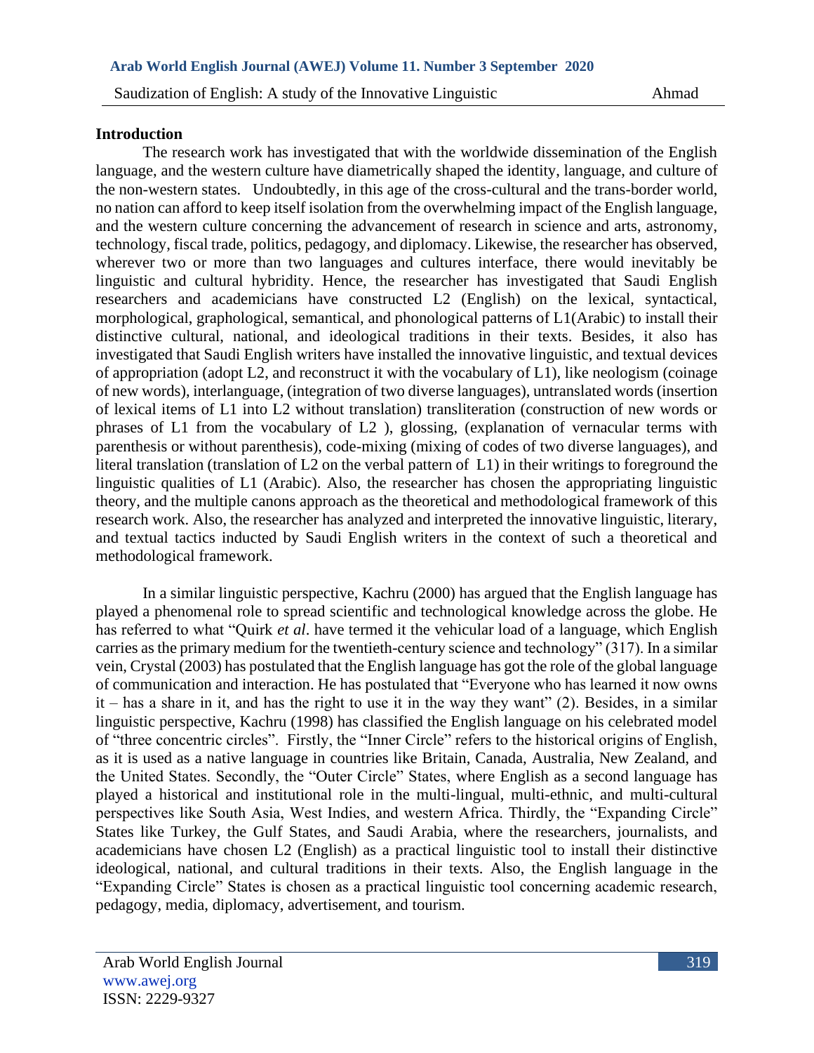## Introduction

The research work has investigated that with the worldwide dissemination of the English language, and the western culture have diametrically shaped the identity, language, and culture of the non-western states. Undoubtedly, in this age of the cross-cultural and the trans-border world, no nation can afford to keep itself isolation from the overwhelming impact of the English language, and the western culture concerning the advancement of research in science and arts, astronomy, technology, fiscal trade, politics, pedagogy, and diplomacy. Likewise, the researcher has observed, wherever two or more than two languages and cultures interface, there would inevitably be linguistic and cultural hybridity. Hence, the researcher has investigated that Saudi English researchers and academicians have constructed L2 (English) on the lexical, syntactical, morphological, graphological, semantical, and phonological patterns of L1(Arabic) to install their distinctive cultural, national, and ideological traditions in their texts. Besides, it also has investigated that Saudi English writers have installed the innovative linguistic, and textual devices of appropriation (adopt L2, and reconstruct it with the vocabulary of L1), like neologism (coinage of new words), interlanguage, (integration of two diverse languages), untranslated words (insertion of lexical items of L1 into L2 without translation) transliteration (construction of new words or phrases of L1 from the vocabulary of L2 ), glossing, (explanation of vernacular terms with parenthesis or without parenthesis), code-mixing (mixing of codes of two diverse languages), and literal translation (translation of L2 on the verbal pattern of L1) in their writings to foreground the linguistic qualities of L1 (Arabic). Also, the researcher has chosen the appropriating linguistic theory, and the multiple canons approach as the theoretical and methodological framework of this research work. Also, the researcher has analyzed and interpreted the innovative linguistic, literary, and textual tactics inducted by Saudi English writers in the context of such a theoretical and methodological framework.

In a similar linguistic perspective, Kachru (2000) has argued that the English language has played a phenomenal role to spread scientific and technological knowledge across the globe. He has referred to what "Quirk *et al*. have termed it the vehicular load of a language, which English carries as the primary medium for the twentieth-century science and technology" (317). In a similar vein, Crystal (2003) has postulated that the English language has got the role of the global language of communication and interaction. He has postulated that "Everyone who has learned it now owns it – has a share in it, and has the right to use it in the way they want" (2). Besides, in a similar linguistic perspective, Kachru (1998) has classified the English language on his celebrated model of "three concentric circles". Firstly, the "Inner Circle" refers to the historical origins of English, as it is used as a native language in countries like Britain, Canada, Australia, New Zealand, and the United States. Secondly, the "Outer Circle" States, where English as a second language has played a historical and institutional role in the multi-lingual, multi-ethnic, and multi-cultural perspectives like South Asia, West Indies, and western Africa. Thirdly, the "Expanding Circle" States like Turkey, the Gulf States, and Saudi Arabia, where the researchers, journalists, and academicians have chosen L2 (English) as a practical linguistic tool to install their distinctive ideological, national, and cultural traditions in their texts. Also, the English language in the "Expanding Circle" States is chosen as a practical linguistic tool concerning academic research, pedagogy, media, diplomacy, advertisement, and tourism.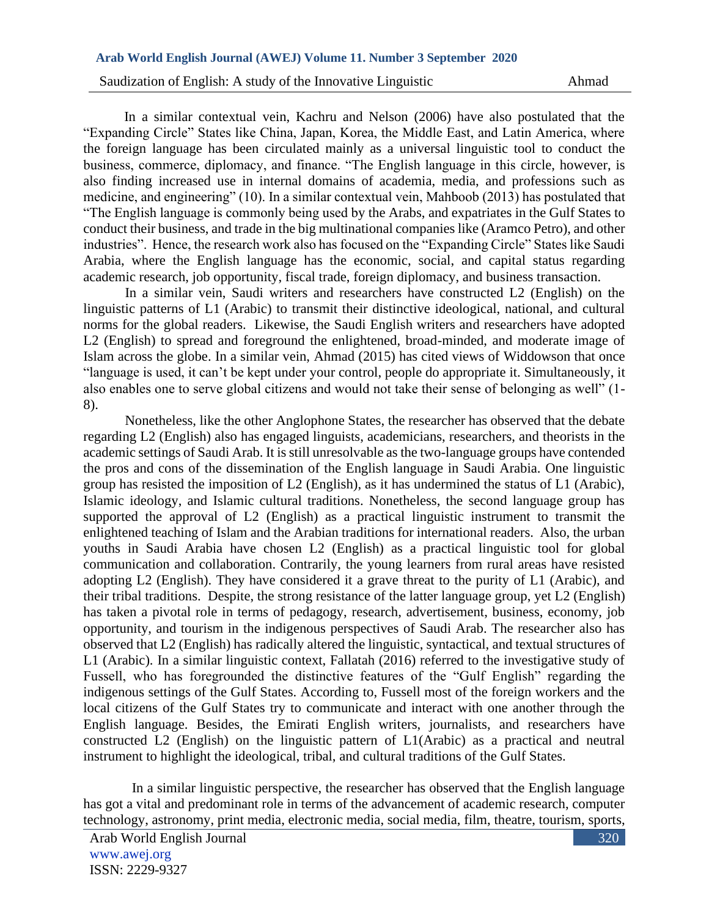In a similar contextual vein, Kachru and Nelson (2006) have also postulated that the "Expanding Circle" States like China, Japan, Korea, the Middle East, and Latin America, where the foreign language has been circulated mainly as a universal linguistic tool to conduct the business, commerce, diplomacy, and finance. "The English language in this circle, however, is also finding increased use in internal domains of academia, media, and professions such as medicine, and engineering" (10). In a similar contextual vein, Mahboob (2013) has postulated that "The English language is commonly being used by the Arabs, and expatriates in the Gulf States to conduct their business, and trade in the big multinational companies like (Aramco Petro), and other industries". Hence, the research work also has focused on the "Expanding Circle" States like Saudi Arabia, where the English language has the economic, social, and capital status regarding academic research, job opportunity, fiscal trade, foreign diplomacy, and business transaction.

In a similar vein, Saudi writers and researchers have constructed L2 (English) on the linguistic patterns of L1 (Arabic) to transmit their distinctive ideological, national, and cultural norms for the global readers. Likewise, the Saudi English writers and researchers have adopted L2 (English) to spread and foreground the enlightened, broad-minded, and moderate image of Islam across the globe. In a similar vein, Ahmad (2015) has cited views of Widdowson that once "language is used, it can't be kept under your control, people do appropriate it. Simultaneously, it also enables one to serve global citizens and would not take their sense of belonging as well" (1-8).

Nonetheless, like the other Anglophone States, the researcher has observed that the debate regarding L2 (English) also has engaged linguists, academicians, researchers, and theorists in the academic settings of Saudi Arab. It is still unresolvable as the two-language groups have contended the pros and cons of the dissemination of the English language in Saudi Arabia. One linguistic group has resisted the imposition of L2 (English), as it has undermined the status of L1 (Arabic), Islamic ideology, and Islamic cultural traditions. Nonetheless, the second language group has supported the approval of L2 (English) as a practical linguistic instrument to transmit the enlightened teaching of Islam and the Arabian traditions for international readers. Also, the urban youths in Saudi Arabia have chosen L2 (English) as a practical linguistic tool for global communication and collaboration. Contrarily, the young learners from rural areas have resisted adopting L2 (English). They have considered it a grave threat to the purity of L1 (Arabic), and their tribal traditions. Despite, the strong resistance of the latter language group, yet L2 (English) has taken a pivotal role in terms of pedagogy, research, advertisement, business, economy, job opportunity, and tourism in the indigenous perspectives of Saudi Arab. The researcher also has observed that L2 (English) has radically altered the linguistic, syntactical, and textual structures of L1 (Arabic). In a similar linguistic context, Fallatah (2016) referred to the investigative study of Fussell, who has foregrounded the distinctive features of the "Gulf English" regarding the indigenous settings of the Gulf States. According to, Fussell most of the foreign workers and the local citizens of the Gulf States try to communicate and interact with one another through the English language. Besides, the Emirati English writers, journalists, and researchers have constructed L2 (English) on the linguistic pattern of L1(Arabic) as a practical and neutral instrument to highlight the ideological, tribal, and cultural traditions of the Gulf States.

In a similar linguistic perspective, the researcher has observed that the English language has got a vital and predominant role in terms of the advancement of academic research, computer technology, astronomy, print media, electronic media, social media, film, theatre, tourism, sports,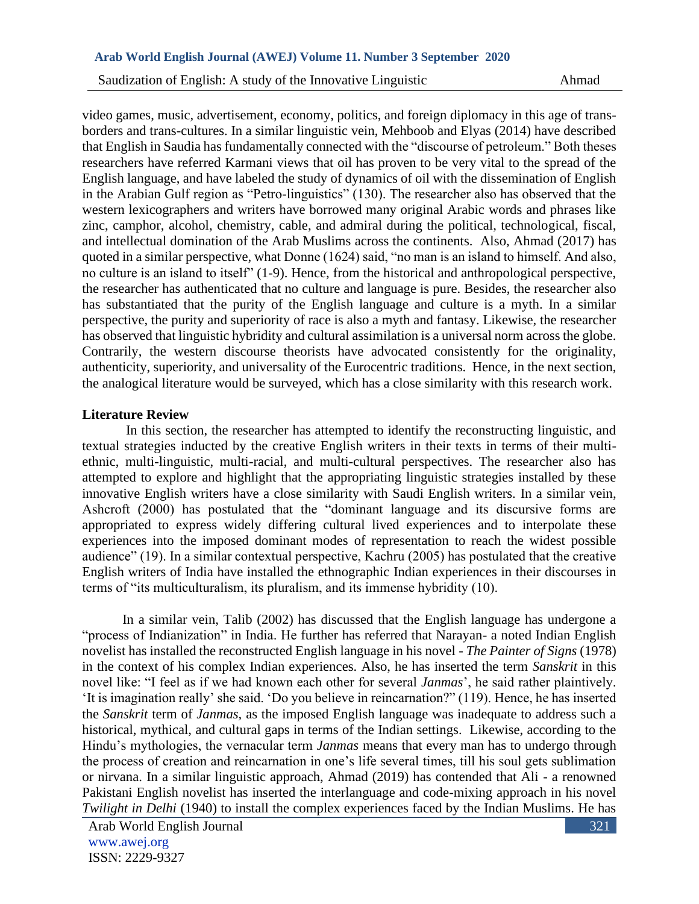video games, music, advertisement, economy, politics, and foreign diplomacy in this age of trans-borders and trans-cultures. In a similar linguistic vein, Mehboob and Elyas (2014) have described that English in Saudia has fundamentally connected with the "discourse of petroleum." Both theses researchers have referred Karmani views that oil has proven to be very vital to the spread of the English language, and have labeled the study of dynamics of oil with the dissemination of English in the Arabian Gulf region as "Petro-linguistics" (130). The researcher also has observed that the western lexicographers and writers have borrowed many original Arabic words and phrases like zinc, camphor, alcohol, chemistry, cable, and admiral during the political, technological, fiscal, and intellectual domination of the Arab Muslims across the continents. Also, Ahmad (2017) has quoted in a similar perspective, what Donne (1624) said, "no man is an island to himself. And also, no culture is an island to itself" (1-9). Hence, from the historical and anthropological perspective, the researcher has authenticated that no culture and language is pure. Besides, the researcher also has substantiated that the purity of the English language and culture is a myth. In a similar perspective, the purity and superiority of race is also a myth and fantasy. Likewise, the researcher has observed that linguistic hybridity and cultural assimilation is a universal norm across the globe. Contrarily, the western discourse theorists have advocated consistently for the originality, authenticity, superiority, and universality of the Eurocentric traditions. Hence, in the next section, the analogical literature would be surveyed, which has a close similarity with this research work.

## Literature Review

In this section, the researcher has attempted to identify the reconstructing linguistic, and textual strategies inducted by the creative English writers in their texts in terms of their multi-ethnic, multi-linguistic, multi-racial, and multi-cultural perspectives. The researcher also has attempted to explore and highlight that the appropriating linguistic strategies installed by these innovative English writers have a close similarity with Saudi English writers. In a similar vein, Ashcroft (2000) has postulated that the "dominant language and its discursive forms are appropriated to express widely differing cultural lived experiences and to interpolate these experiences into the imposed dominant modes of representation to reach the widest possible audience" (19). In a similar contextual perspective, Kachru (2005) has postulated that the creative English writers of India have installed the ethnographic Indian experiences in their discourses in terms of "its multiculturalism, its pluralism, and its immense hybridity (10).

In a similar vein, Talib (2002) has discussed that the English language has undergone a "process of Indianization" in India. He further has referred that Narayan- a noted Indian English novelist has installed the reconstructed English language in his novel - *The Painter of Signs* (1978) in the context of his complex Indian experiences. Also, he has inserted the term *Sanskrit* in this novel like: "I feel as if we had known each other for several *Janmas*', he said rather plaintively. 'It is imagination really' she said. 'Do you believe in reincarnation?" (119). Hence, he has inserted the *Sanskrit* term of *Janmas,* as the imposed English language was inadequate to address such a historical, mythical, and cultural gaps in terms of the Indian settings. Likewise, according to the Hindu's mythologies, the vernacular term *Janmas* means that every man has to undergo through the process of creation and reincarnation in one's life several times, till his soul gets sublimation or nirvana. In a similar linguistic approach, Ahmad (2019) has contended that Ali - a renowned Pakistani English novelist has inserted the interlanguage and code-mixing approach in his novel *Twilight in Delhi* (1940) to install the complex experiences faced by the Indian Muslims. He has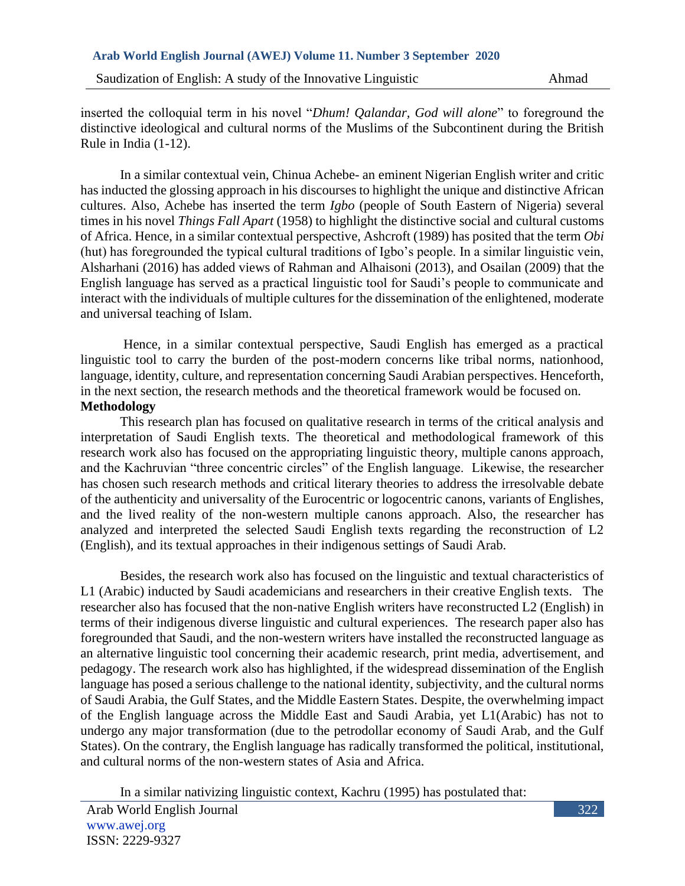inserted the colloquial term in his novel "*Dhum! Qalandar, God will alone*" to foreground the distinctive ideological and cultural norms of the Muslims of the Subcontinent during the British Rule in India (1-12).

In a similar contextual vein, Chinua Achebe- an eminent Nigerian English writer and critic has inducted the glossing approach in his discourses to highlight the unique and distinctive African cultures. Also, Achebe has inserted the term *Igbo* (people of South Eastern of Nigeria) several times in his novel *Things Fall Apart* (1958) to highlight the distinctive social and cultural customs of Africa. Hence, in a similar contextual perspective, Ashcroft (1989) has posited that the term *Obi* (hut) has foregrounded the typical cultural traditions of Igbo's people. In a similar linguistic vein, Alsharhani (2016) has added views of Rahman and Alhaisoni (2013), and Osailan (2009) that the English language has served as a practical linguistic tool for Saudi's people to communicate and interact with the individuals of multiple cultures for the dissemination of the enlightened, moderate and universal teaching of Islam.

Hence, in a similar contextual perspective, Saudi English has emerged as a practical linguistic tool to carry the burden of the post-modern concerns like tribal norms, nationhood, language, identity, culture, and representation concerning Saudi Arabian perspectives. Henceforth, in the next section, the research methods and the theoretical framework would be focused on.

## Methodology

This research plan has focused on qualitative research in terms of the critical analysis and interpretation of Saudi English texts. The theoretical and methodological framework of this research work also has focused on the appropriating linguistic theory, multiple canons approach, and the Kachruvian "three concentric circles" of the English language. Likewise, the researcher has chosen such research methods and critical literary theories to address the irresolvable debate of the authenticity and universality of the Eurocentric or logocentric canons, variants of Englishes, and the lived reality of the non-western multiple canons approach. Also, the researcher has analyzed and interpreted the selected Saudi English texts regarding the reconstruction of L2 (English), and its textual approaches in their indigenous settings of Saudi Arab.

Besides, the research work also has focused on the linguistic and textual characteristics of L1 (Arabic) inducted by Saudi academicians and researchers in their creative English texts. The researcher also has focused that the non-native English writers have reconstructed L2 (English) in terms of their indigenous diverse linguistic and cultural experiences. The research paper also has foregrounded that Saudi, and the non-western writers have installed the reconstructed language as an alternative linguistic tool concerning their academic research, print media, advertisement, and pedagogy. The research work also has highlighted, if the widespread dissemination of the English language has posed a serious challenge to the national identity, subjectivity, and the cultural norms of Saudi Arabia, the Gulf States, and the Middle Eastern States. Despite, the overwhelming impact of the English language across the Middle East and Saudi Arabia, yet L1(Arabic) has not to undergo any major transformation (due to the petrodollar economy of Saudi Arab, and the Gulf States). On the contrary, the English language has radically transformed the political, institutional, and cultural norms of the non-western states of Asia and Africa.

In a similar nativizing linguistic context, Kachru (1995) has postulated that: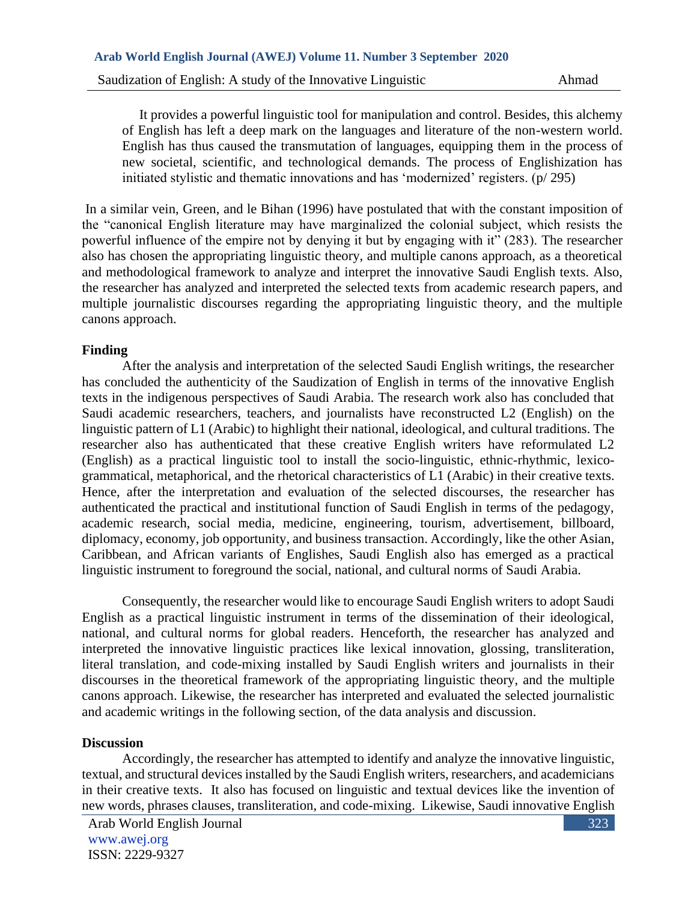> It provides a powerful linguistic tool for manipulation and control. Besides, this alchemy of English has left a deep mark on the languages and literature of the non-western world. English has thus caused the transmutation of languages, equipping them in the process of new societal, scientific, and technological demands. The process of Englishization has initiated stylistic and thematic innovations and has 'modernized' registers. (p/ 295)

In a similar vein, Green, and le Bihan (1996) have postulated that with the constant imposition of the "canonical English literature may have marginalized the colonial subject, which resists the powerful influence of the empire not by denying it but by engaging with it" (283). The researcher also has chosen the appropriating linguistic theory, and multiple canons approach, as a theoretical and methodological framework to analyze and interpret the innovative Saudi English texts. Also, the researcher has analyzed and interpreted the selected texts from academic research papers, and multiple journalistic discourses regarding the appropriating linguistic theory, and the multiple canons approach.

**Finding**

After the analysis and interpretation of the selected Saudi English writings, the researcher has concluded the authenticity of the Saudization of English in terms of the innovative English texts in the indigenous perspectives of Saudi Arabia. The research work also has concluded that Saudi academic researchers, teachers, and journalists have reconstructed L2 (English) on the linguistic pattern of L1 (Arabic) to highlight their national, ideological, and cultural traditions. The researcher also has authenticated that these creative English writers have reformulated L2 (English) as a practical linguistic tool to install the socio-linguistic, ethnic-rhythmic, lexico-grammatical, metaphorical, and the rhetorical characteristics of L1 (Arabic) in their creative texts. Hence, after the interpretation and evaluation of the selected discourses, the researcher has authenticated the practical and institutional function of Saudi English in terms of the pedagogy, academic research, social media, medicine, engineering, tourism, advertisement, billboard, diplomacy, economy, job opportunity, and business transaction. Accordingly, like the other Asian, Caribbean, and African variants of Englishes, Saudi English also has emerged as a practical linguistic instrument to foreground the social, national, and cultural norms of Saudi Arabia.

Consequently, the researcher would like to encourage Saudi English writers to adopt Saudi English as a practical linguistic instrument in terms of the dissemination of their ideological, national, and cultural norms for global readers. Henceforth, the researcher has analyzed and interpreted the innovative linguistic practices like lexical innovation, glossing, transliteration, literal translation, and code-mixing installed by Saudi English writers and journalists in their discourses in the theoretical framework of the appropriating linguistic theory, and the multiple canons approach. Likewise, the researcher has interpreted and evaluated the selected journalistic and academic writings in the following section, of the data analysis and discussion.

**Discussion**

Accordingly, the researcher has attempted to identify and analyze the innovative linguistic, textual, and structural devices installed by the Saudi English writers, researchers, and academicians in their creative texts. It also has focused on linguistic and textual devices like the invention of new words, phrases clauses, transliteration, and code-mixing. Likewise, Saudi innovative English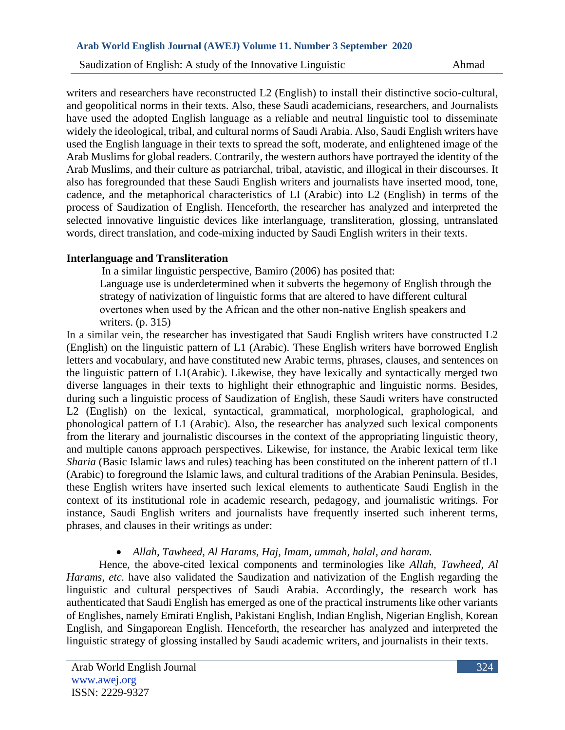writers and researchers have reconstructed L2 (English) to install their distinctive socio-cultural, and geopolitical norms in their texts. Also, these Saudi academicians, researchers, and Journalists have used the adopted English language as a reliable and neutral linguistic tool to disseminate widely the ideological, tribal, and cultural norms of Saudi Arabia. Also, Saudi English writers have used the English language in their texts to spread the soft, moderate, and enlightened image of the Arab Muslims for global readers. Contrarily, the western authors have portrayed the identity of the Arab Muslims, and their culture as patriarchal, tribal, atavistic, and illogical in their discourses. It also has foregrounded that these Saudi English writers and journalists have inserted mood, tone, cadence, and the metaphorical characteristics of LI (Arabic) into L2 (English) in terms of the process of Saudization of English. Henceforth, the researcher has analyzed and interpreted the selected innovative linguistic devices like interlanguage, transliteration, glossing, untranslated words, direct translation, and code-mixing inducted by Saudi English writers in their texts.

**Interlanguage and Transliteration**

In a similar linguistic perspective, Bamiro (2006) has posited that:

> Language use is underdetermined when it subverts the hegemony of English through the strategy of nativization of linguistic forms that are altered to have different cultural overtones when used by the African and the other non-native English speakers and writers. (p. 315)

In a similar vein, the researcher has investigated that Saudi English writers have constructed L2 (English) on the linguistic pattern of L1 (Arabic). These English writers have borrowed English letters and vocabulary, and have constituted new Arabic terms, phrases, clauses, and sentences on the linguistic pattern of L1(Arabic). Likewise, they have lexically and syntactically merged two diverse languages in their texts to highlight their ethnographic and linguistic norms. Besides, during such a linguistic process of Saudization of English, these Saudi writers have constructed L2 (English) on the lexical, syntactical, grammatical, morphological, graphological, and phonological pattern of L1 (Arabic). Also, the researcher has analyzed such lexical components from the literary and journalistic discourses in the context of the appropriating linguistic theory, and multiple canons approach perspectives. Likewise, for instance, the Arabic lexical term like *Sharia* (Basic Islamic laws and rules) teaching has been constituted on the inherent pattern of tL1 (Arabic) to foreground the Islamic laws, and cultural traditions of the Arabian Peninsula. Besides, these English writers have inserted such lexical elements to authenticate Saudi English in the context of its institutional role in academic research, pedagogy, and journalistic writings. For instance, Saudi English writers and journalists have frequently inserted such inherent terms, phrases, and clauses in their writings as under:

- *Allah, Tawheed, Al Harams, Haj, Imam, ummah, halal, and haram.*

Hence, the above-cited lexical components and terminologies like *Allah, Tawheed, Al Harams, etc.* have also validated the Saudization and nativization of the English regarding the linguistic and cultural perspectives of Saudi Arabia. Accordingly, the research work has authenticated that Saudi English has emerged as one of the practical instruments like other variants of Englishes, namely Emirati English, Pakistani English, Indian English, Nigerian English, Korean English, and Singaporean English. Henceforth, the researcher has analyzed and interpreted the linguistic strategy of glossing installed by Saudi academic writers, and journalists in their texts.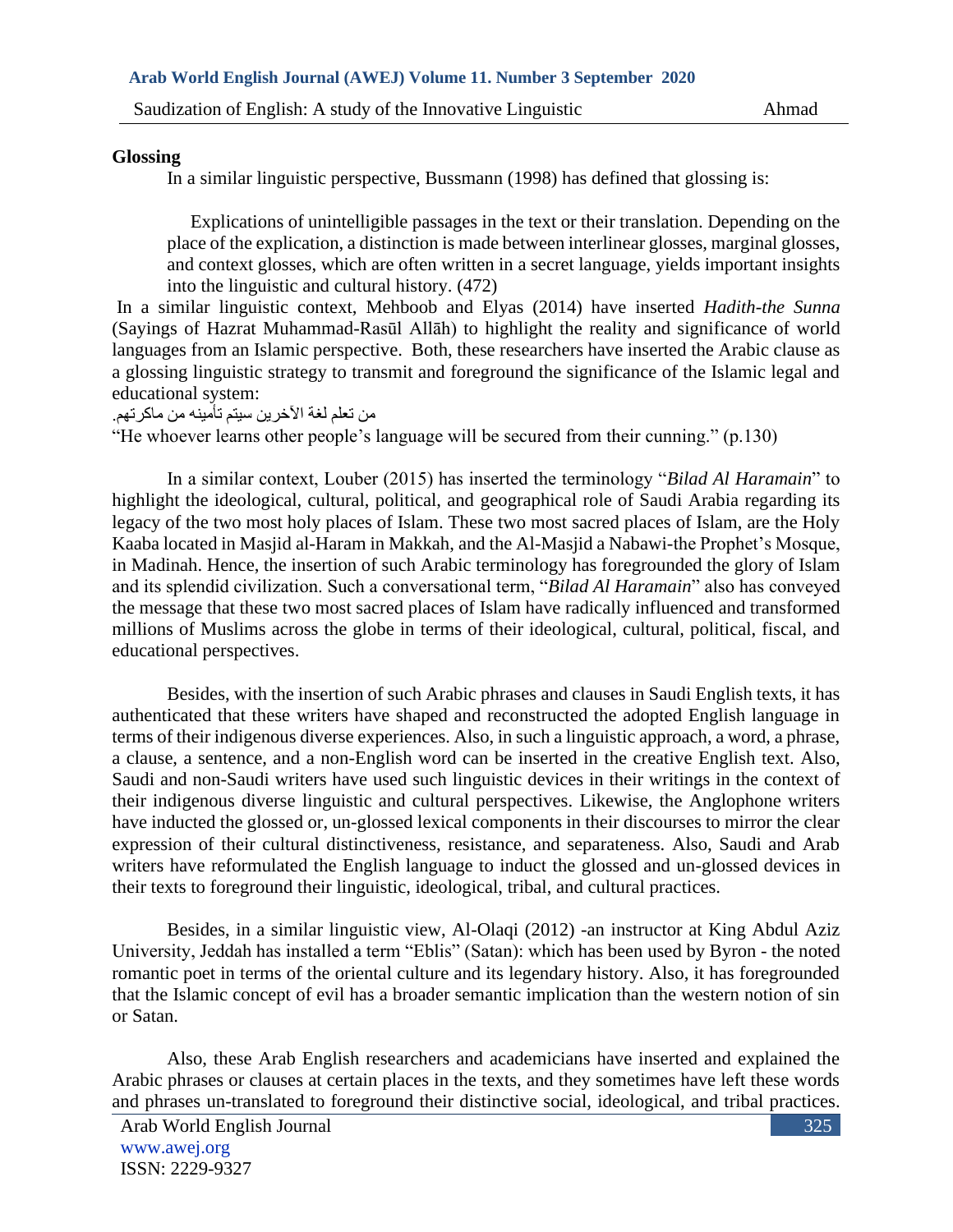**Glossing**

In a similar linguistic perspective, Bussmann (1998) has defined that glossing is:

> Explications of unintelligible passages in the text or their translation. Depending on the place of the explication, a distinction is made between interlinear glosses, marginal glosses, and context glosses, which are often written in a secret language, yields important insights into the linguistic and cultural history. (472)

In a similar linguistic context, Mehboob and Elyas (2014) have inserted *Hadith-the Sunna* (Sayings of Hazrat Muhammad-Rasūl Allāh) to highlight the reality and significance of world languages from an Islamic perspective. Both, these researchers have inserted the Arabic clause as a glossing linguistic strategy to transmit and foreground the significance of the Islamic legal and educational system:

من تعلم لغة الآخرين سيتم تأمينه من ماكرتهم.

"He whoever learns other people's language will be secured from their cunning." (p.130)

In a similar context, Louber (2015) has inserted the terminology "*Bilad Al Haramain*" to highlight the ideological, cultural, political, and geographical role of Saudi Arabia regarding its legacy of the two most holy places of Islam. These two most sacred places of Islam, are the Holy Kaaba located in Masjid al-Haram in Makkah, and the Al-Masjid a Nabawi-the Prophet's Mosque, in Madinah. Hence, the insertion of such Arabic terminology has foregrounded the glory of Islam and its splendid civilization. Such a conversational term, "*Bilad Al Haramain*" also has conveyed the message that these two most sacred places of Islam have radically influenced and transformed millions of Muslims across the globe in terms of their ideological, cultural, political, fiscal, and educational perspectives.

Besides, with the insertion of such Arabic phrases and clauses in Saudi English texts, it has authenticated that these writers have shaped and reconstructed the adopted English language in terms of their indigenous diverse experiences. Also, in such a linguistic approach, a word, a phrase, a clause, a sentence, and a non-English word can be inserted in the creative English text. Also, Saudi and non-Saudi writers have used such linguistic devices in their writings in the context of their indigenous diverse linguistic and cultural perspectives. Likewise, the Anglophone writers have inducted the glossed or, un-glossed lexical components in their discourses to mirror the clear expression of their cultural distinctiveness, resistance, and separateness. Also, Saudi and Arab writers have reformulated the English language to induct the glossed and un-glossed devices in their texts to foreground their linguistic, ideological, tribal, and cultural practices.

Besides, in a similar linguistic view, Al-Olaqi (2012) -an instructor at King Abdul Aziz University, Jeddah has installed a term "Eblis" (Satan): which has been used by Byron - the noted romantic poet in terms of the oriental culture and its legendary history. Also, it has foregrounded that the Islamic concept of evil has a broader semantic implication than the western notion of sin or Satan.

Also, these Arab English researchers and academicians have inserted and explained the Arabic phrases or clauses at certain places in the texts, and they sometimes have left these words and phrases un-translated to foreground their distinctive social, ideological, and tribal practices.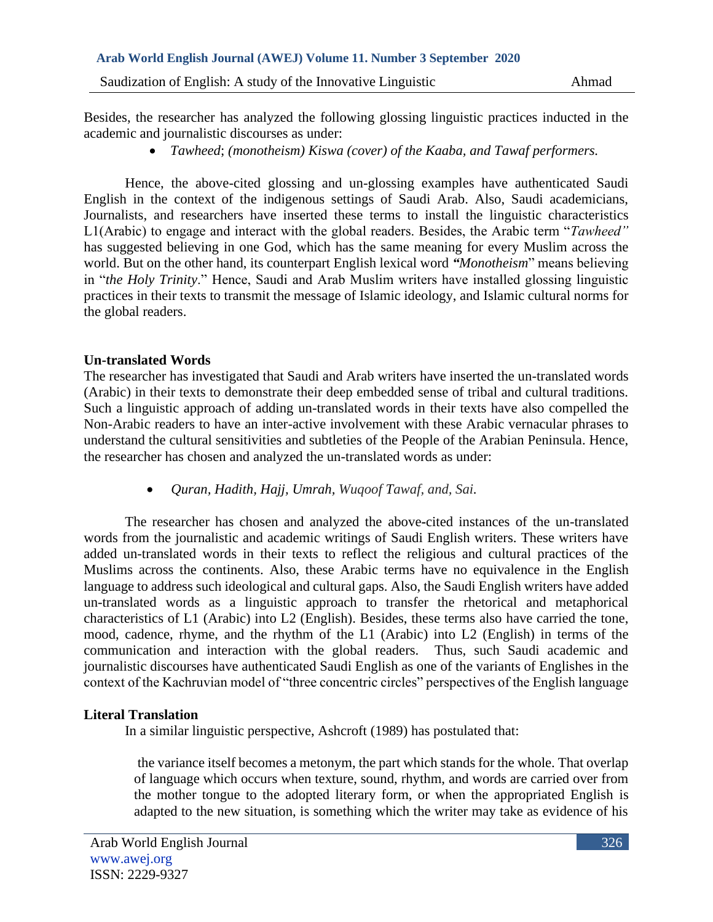Besides, the researcher has analyzed the following glossing linguistic practices inducted in the academic and journalistic discourses as under:

- *Tawheed*; *(monotheism) Kiswa (cover) of the Kaaba, and Tawaf performers.*

Hence, the above-cited glossing and un-glossing examples have authenticated Saudi English in the context of the indigenous settings of Saudi Arab. Also, Saudi academicians, Journalists, and researchers have inserted these terms to install the linguistic characteristics L1(Arabic) to engage and interact with the global readers. Besides, the Arabic term "*Tawheed"* has suggested believing in one God, which has the same meaning for every Muslim across the world. But on the other hand, its counterpart English lexical word ***"****Monotheism*" means believing in "*the Holy Trinity*." Hence, Saudi and Arab Muslim writers have installed glossing linguistic practices in their texts to transmit the message of Islamic ideology, and Islamic cultural norms for the global readers.

**Un-translated Words**

The researcher has investigated that Saudi and Arab writers have inserted the un-translated words (Arabic) in their texts to demonstrate their deep embedded sense of tribal and cultural traditions. Such a linguistic approach of adding un-translated words in their texts have also compelled the Non-Arabic readers to have an inter-active involvement with these Arabic vernacular phrases to understand the cultural sensitivities and subtleties of the People of the Arabian Peninsula. Hence, the researcher has chosen and analyzed the un-translated words as under:

- *Quran, Hadith, Hajj, Umrah, Wuqoof Tawaf, and, Sai.*

The researcher has chosen and analyzed the above-cited instances of the un-translated words from the journalistic and academic writings of Saudi English writers. These writers have added un-translated words in their texts to reflect the religious and cultural practices of the Muslims across the continents. Also, these Arabic terms have no equivalence in the English language to address such ideological and cultural gaps. Also, the Saudi English writers have added un-translated words as a linguistic approach to transfer the rhetorical and metaphorical characteristics of L1 (Arabic) into L2 (English). Besides, these terms also have carried the tone, mood, cadence, rhyme, and the rhythm of the L1 (Arabic) into L2 (English) in terms of the communication and interaction with the global readers. Thus, such Saudi academic and journalistic discourses have authenticated Saudi English as one of the variants of Englishes in the context of the Kachruvian model of "three concentric circles" perspectives of the English language

**Literal Translation**

In a similar linguistic perspective, Ashcroft (1989) has postulated that:

> the variance itself becomes a metonym, the part which stands for the whole. That overlap of language which occurs when texture, sound, rhythm, and words are carried over from the mother tongue to the adopted literary form, or when the appropriated English is adapted to the new situation, is something which the writer may take as evidence of his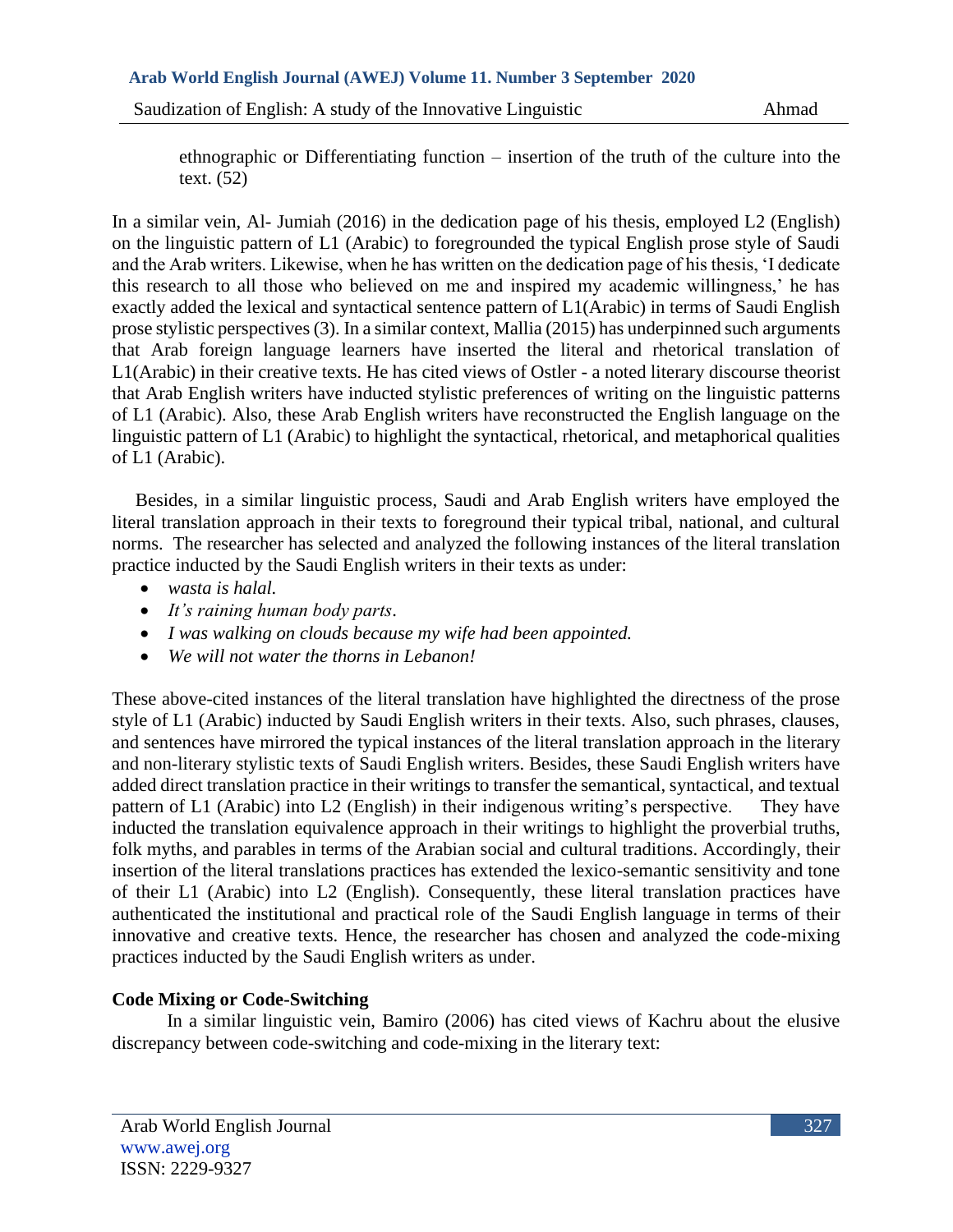ethnographic or Differentiating function – insertion of the truth of the culture into the text. (52)

In a similar vein, Al- Jumiah (2016) in the dedication page of his thesis, employed L2 (English) on the linguistic pattern of L1 (Arabic) to foregrounded the typical English prose style of Saudi and the Arab writers. Likewise, when he has written on the dedication page of his thesis, 'I dedicate this research to all those who believed on me and inspired my academic willingness,' he has exactly added the lexical and syntactical sentence pattern of L1(Arabic) in terms of Saudi English prose stylistic perspectives (3). In a similar context, Mallia (2015) has underpinned such arguments that Arab foreign language learners have inserted the literal and rhetorical translation of L1(Arabic) in their creative texts. He has cited views of Ostler - a noted literary discourse theorist that Arab English writers have inducted stylistic preferences of writing on the linguistic patterns of L1 (Arabic). Also, these Arab English writers have reconstructed the English language on the linguistic pattern of L1 (Arabic) to highlight the syntactical, rhetorical, and metaphorical qualities of L1 (Arabic).

Besides, in a similar linguistic process, Saudi and Arab English writers have employed the literal translation approach in their texts to foreground their typical tribal, national, and cultural norms. The researcher has selected and analyzed the following instances of the literal translation practice inducted by the Saudi English writers in their texts as under:

- *wasta is halal.*
- *It's raining human body parts*.
- *I was walking on clouds because my wife had been appointed.*
- *We will not water the thorns in Lebanon!*

These above-cited instances of the literal translation have highlighted the directness of the prose style of L1 (Arabic) inducted by Saudi English writers in their texts. Also, such phrases, clauses, and sentences have mirrored the typical instances of the literal translation approach in the literary and non-literary stylistic texts of Saudi English writers. Besides, these Saudi English writers have added direct translation practice in their writings to transfer the semantical, syntactical, and textual pattern of L1 (Arabic) into L2 (English) in their indigenous writing's perspective. They have inducted the translation equivalence approach in their writings to highlight the proverbial truths, folk myths, and parables in terms of the Arabian social and cultural traditions. Accordingly, their insertion of the literal translations practices has extended the lexico-semantic sensitivity and tone of their L1 (Arabic) into L2 (English). Consequently, these literal translation practices have authenticated the institutional and practical role of the Saudi English language in terms of their innovative and creative texts. Hence, the researcher has chosen and analyzed the code-mixing practices inducted by the Saudi English writers as under.

**Code Mixing or Code-Switching**

In a similar linguistic vein, Bamiro (2006) has cited views of Kachru about the elusive discrepancy between code-switching and code-mixing in the literary text: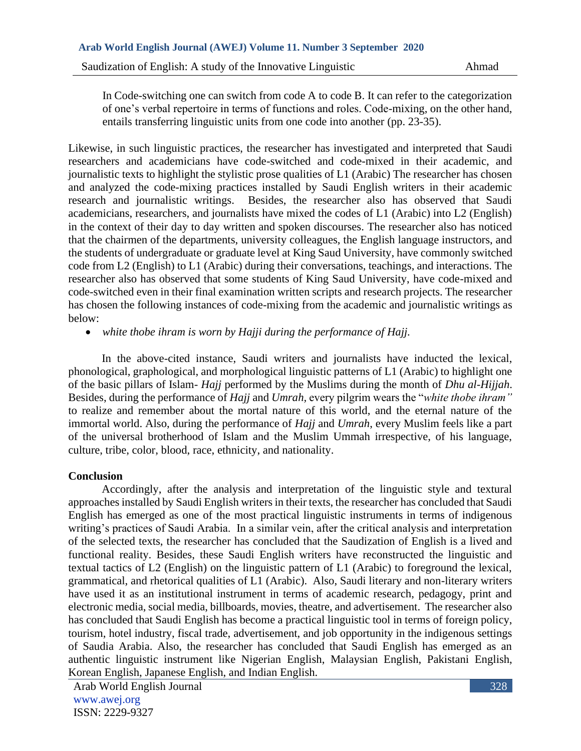> In Code-switching one can switch from code A to code B. It can refer to the categorization of one's verbal repertoire in terms of functions and roles. Code-mixing, on the other hand, entails transferring linguistic units from one code into another (pp. 23-35).

Likewise, in such linguistic practices, the researcher has investigated and interpreted that Saudi researchers and academicians have code-switched and code-mixed in their academic, and journalistic texts to highlight the stylistic prose qualities of L1 (Arabic) The researcher has chosen and analyzed the code-mixing practices installed by Saudi English writers in their academic research and journalistic writings. Besides, the researcher also has observed that Saudi academicians, researchers, and journalists have mixed the codes of L1 (Arabic) into L2 (English) in the context of their day to day written and spoken discourses. The researcher also has noticed that the chairmen of the departments, university colleagues, the English language instructors, and the students of undergraduate or graduate level at King Saud University, have commonly switched code from L2 (English) to L1 (Arabic) during their conversations, teachings, and interactions. The researcher also has observed that some students of King Saud University, have code-mixed and code-switched even in their final examination written scripts and research projects. The researcher has chosen the following instances of code-mixing from the academic and journalistic writings as below:

- *white thobe ihram is worn by Hajji during the performance of Hajj.*

In the above-cited instance, Saudi writers and journalists have inducted the lexical, phonological, graphological, and morphological linguistic patterns of L1 (Arabic) to highlight one of the basic pillars of Islam- *Hajj* performed by the Muslims during the month of *Dhu al-Hijjah*. Besides, during the performance of *Hajj* and *Umrah,* every pilgrim wears the "*white thobe ihram"* to realize and remember about the mortal nature of this world, and the eternal nature of the immortal world. Also, during the performance of *Hajj* and *Umrah*, every Muslim feels like a part of the universal brotherhood of Islam and the Muslim Ummah irrespective, of his language, culture, tribe, color, blood, race, ethnicity, and nationality.

**Conclusion**

Accordingly, after the analysis and interpretation of the linguistic style and textural approaches installed by Saudi English writers in their texts, the researcher has concluded that Saudi English has emerged as one of the most practical linguistic instruments in terms of indigenous writing's practices of Saudi Arabia. In a similar vein, after the critical analysis and interpretation of the selected texts, the researcher has concluded that the Saudization of English is a lived and functional reality. Besides, these Saudi English writers have reconstructed the linguistic and textual tactics of L2 (English) on the linguistic pattern of L1 (Arabic) to foreground the lexical, grammatical, and rhetorical qualities of L1 (Arabic). Also, Saudi literary and non-literary writers have used it as an institutional instrument in terms of academic research, pedagogy, print and electronic media, social media, billboards, movies, theatre, and advertisement. The researcher also has concluded that Saudi English has become a practical linguistic tool in terms of foreign policy, tourism, hotel industry, fiscal trade, advertisement, and job opportunity in the indigenous settings of Saudia Arabia. Also, the researcher has concluded that Saudi English has emerged as an authentic linguistic instrument like Nigerian English, Malaysian English, Pakistani English, Korean English, Japanese English, and Indian English.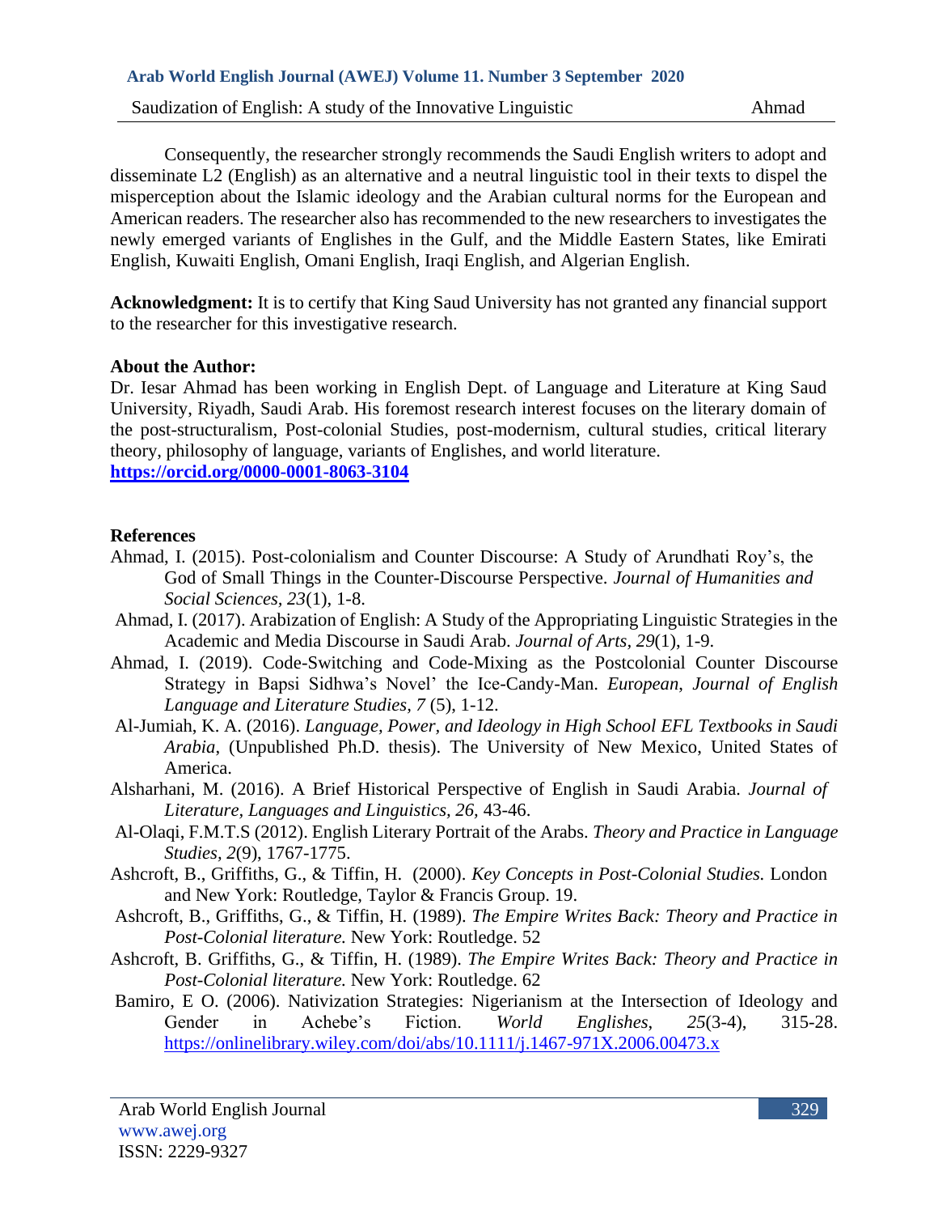Consequently, the researcher strongly recommends the Saudi English writers to adopt and disseminate L2 (English) as an alternative and a neutral linguistic tool in their texts to dispel the misperception about the Islamic ideology and the Arabian cultural norms for the European and American readers. The researcher also has recommended to the new researchers to investigates the newly emerged variants of Englishes in the Gulf, and the Middle Eastern States, like Emirati English, Kuwaiti English, Omani English, Iraqi English, and Algerian English.

**Acknowledgment:** It is to certify that King Saud University has not granted any financial support to the researcher for this investigative research.

**About the Author:**
Dr. Iesar Ahmad has been working in English Dept. of Language and Literature at King Saud University, Riyadh, Saudi Arab. His foremost research interest focuses on the literary domain of the post-structuralism, Post-colonial Studies, post-modernism, cultural studies, critical literary theory, philosophy of language, variants of Englishes, and world literature.
**https://orcid.org/0000-0001-8063-3104**

**References**

Ahmad, I. (2015). Post-colonialism and Counter Discourse: A Study of Arundhati Roy's, the God of Small Things in the Counter-Discourse Perspective. *Journal of Humanities and Social Sciences, 23*(1), 1-8.

Ahmad, I. (2017). Arabization of English: A Study of the Appropriating Linguistic Strategies in the Academic and Media Discourse in Saudi Arab. *Journal of Arts, 29*(1), 1-9.

Ahmad, I. (2019). Code-Switching and Code-Mixing as the Postcolonial Counter Discourse Strategy in Bapsi Sidhwa's Novel' the Ice-Candy-Man. *European*, *Journal of English Language and Literature Studies, 7* (5), 1-12.

Al-Jumiah, K. A. (2016). *Language, Power, and Ideology in High School EFL Textbooks in Saudi Arabia*, (Unpublished Ph.D. thesis). The University of New Mexico, United States of America.

Alsharhani, M. (2016). A Brief Historical Perspective of English in Saudi Arabia. *Journal of Literature, Languages and Linguistics, 26,* 43-46.

Al-Olaqi, F.M.T.S (2012). English Literary Portrait of the Arabs. *Theory and Practice in Language Studies, 2*(9), 1767-1775.

Ashcroft, B., Griffiths, G., & Tiffin, H. (2000). *Key Concepts in Post-Colonial Studies.* London and New York: Routledge, Taylor & Francis Group. 19.

Ashcroft, B., Griffiths, G., & Tiffin, H. (1989). *The Empire Writes Back: Theory and Practice in Post-Colonial literature.* New York: Routledge. 52

Ashcroft, B. Griffiths, G., & Tiffin, H. (1989). *The Empire Writes Back: Theory and Practice in Post-Colonial literature.* New York: Routledge. 62

Bamiro, E O. (2006). Nativization Strategies: Nigerianism at the Intersection of Ideology and Gender in Achebe's Fiction. *World Englishes*, *25*(3-4), 315-28. https://onlinelibrary.wiley.com/doi/abs/10.1111/j.1467-971X.2006.00473.x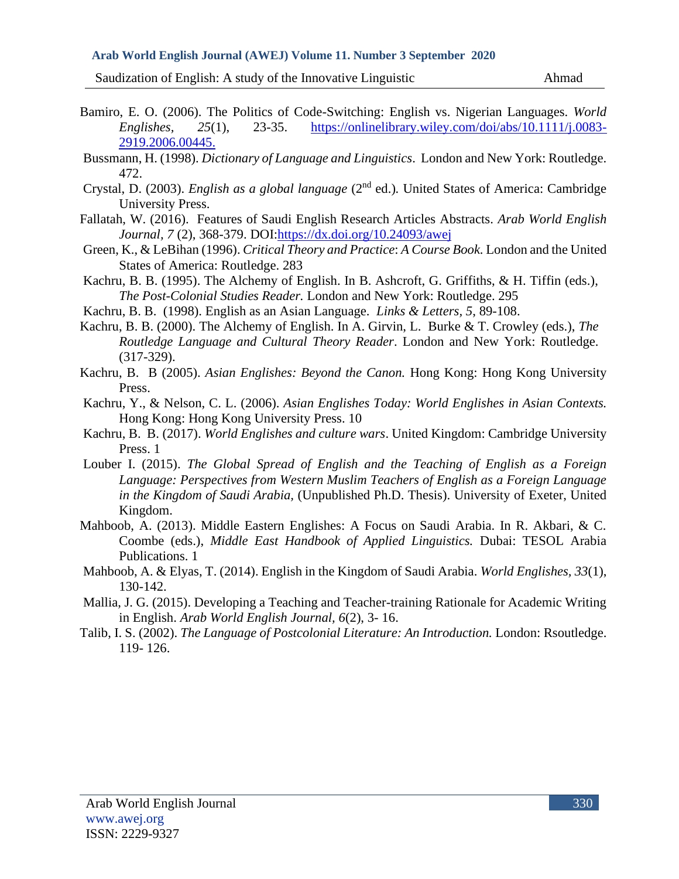Bamiro, E. O. (2006). The Politics of Code-Switching: English vs. Nigerian Languages. *World Englishes*, *25*(1), 23-35. https://onlinelibrary.wiley.com/doi/abs/10.1111/j.0083-2919.2006.00445.

Bussmann, H. (1998). *Dictionary of Language and Linguistics*. London and New York: Routledge. 472.

Crystal, D. (2003). *English as a global language* (2nd ed.)*.* United States of America: Cambridge University Press.

Fallatah, W. (2016). Features of Saudi English Research Articles Abstracts. *Arab World English Journal*, *7* (2), 368-379. DOI:https://dx.doi.org/10.24093/awej

Green, K., & LeBihan (1996). *Critical Theory and Practice*: *A Course Book.* London and the United States of America: Routledge. 283

Kachru, B. B. (1995). The Alchemy of English. In B. Ashcroft, G. Griffiths, & H. Tiffin (eds.), *The Post-Colonial Studies Reader.* London and New York: Routledge. 295

Kachru, B. B. (1998). English as an Asian Language. *Links & Letters, 5*, 89-108.

Kachru, B. B. (2000). The Alchemy of English. In A. Girvin, L. Burke & T. Crowley (eds.), *The Routledge Language and Cultural Theory Reader*. London and New York: Routledge. (317-329).

Kachru, B. B (2005). *Asian Englishes: Beyond the Canon.* Hong Kong: Hong Kong University Press.

Kachru, Y., & Nelson, C. L. (2006). *Asian Englishes Today: World Englishes in Asian Contexts.* Hong Kong: Hong Kong University Press. 10

Kachru, B. B. (2017). *World Englishes and culture wars*. United Kingdom: Cambridge University Press. 1

Louber I. (2015). *The Global Spread of English and the Teaching of English as a Foreign Language: Perspectives from Western Muslim Teachers of English as a Foreign Language in the Kingdom of Saudi Arabia,* (Unpublished Ph.D. Thesis). University of Exeter, United Kingdom.

Mahboob, A. (2013). Middle Eastern Englishes: A Focus on Saudi Arabia. In R. Akbari, & C. Coombe (eds.), *Middle East Handbook of Applied Linguistics.* Dubai: TESOL Arabia Publications. 1

Mahboob, A. & Elyas, T. (2014). English in the Kingdom of Saudi Arabia. *World Englishes, 33*(1), 130-142.

Mallia, J. G. (2015). Developing a Teaching and Teacher-training Rationale for Academic Writing in English. *Arab World English Journal*, *6*(2), 3- 16.

Talib, I. S. (2002). *The Language of Postcolonial Literature: An Introduction.* London: Rsoutledge. 119- 126.